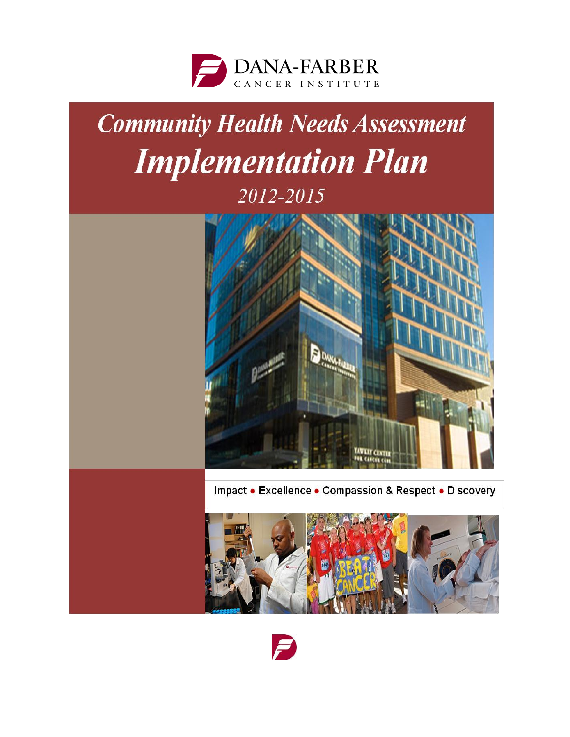DANA-FARBER
CANCER INSTITUTE

# Community Health Needs Assessment

# Implementation Plan

*2012-2015*

Impact • Excellence • Compassion & Respect • Discovery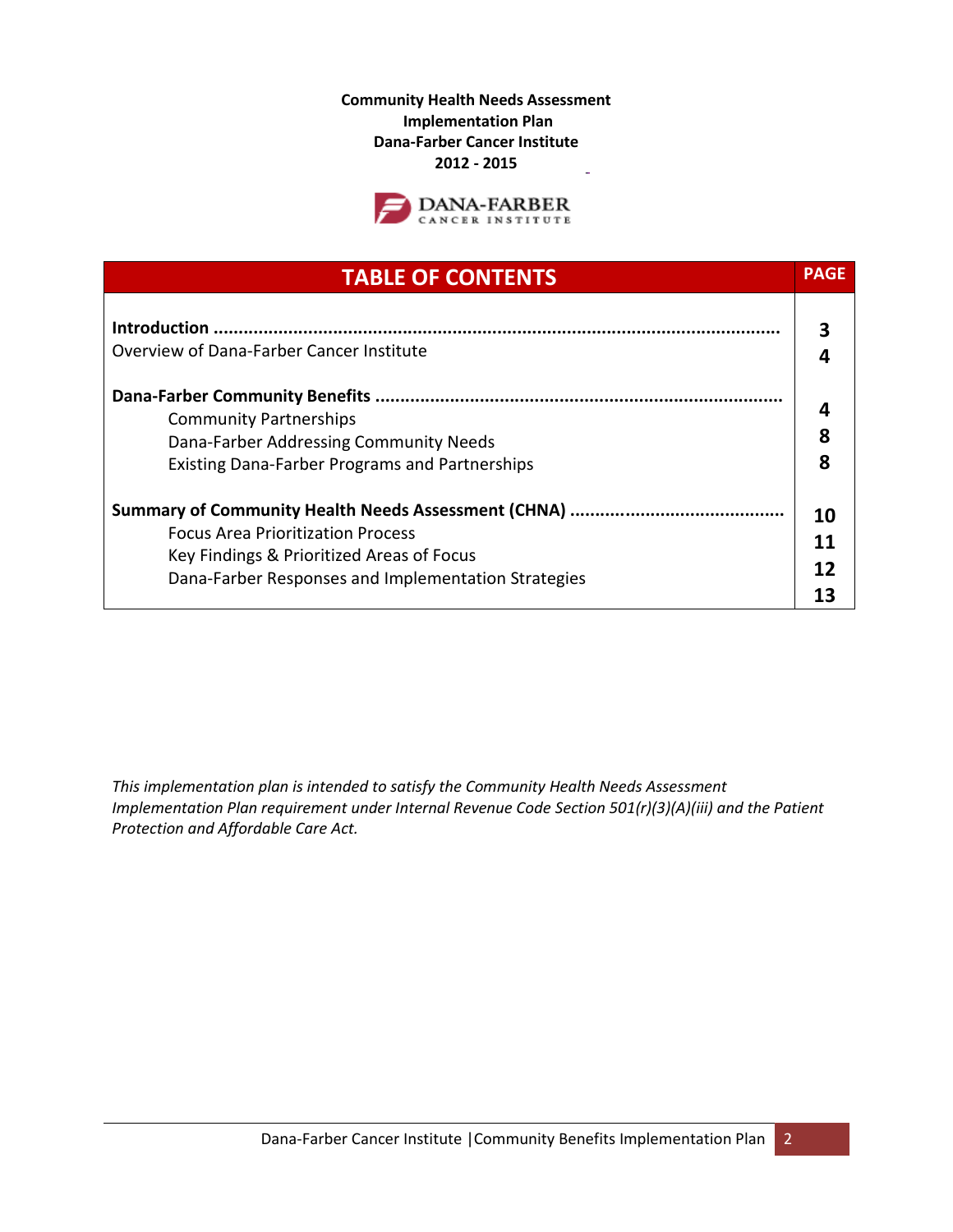**Community Health Needs Assessment**
**Implementation Plan**
**Dana-Farber Cancer Institute**
**2012 - 2015**

DANA-FARBER CANCER INSTITUTE

| TABLE OF CONTENTS | PAGE |
|---|---|
| **Introduction** ........................................................................................................ | **3** |
| Overview of Dana-Farber Cancer Institute | **4** |
| **Dana-Farber Community Benefits** ........................................................................ | |
| Community Partnerships | **4** |
| Dana-Farber Addressing Community Needs | **8** |
| Existing Dana-Farber Programs and Partnerships | **8** |
| **Summary of Community Health Needs Assessment (CHNA)** .......................................... | **10** |
| Focus Area Prioritization Process | **11** |
| Key Findings & Prioritized Areas of Focus | **12** |
| Dana-Farber Responses and Implementation Strategies | **13** |

*This implementation plan is intended to satisfy the Community Health Needs Assessment Implementation Plan requirement under Internal Revenue Code Section 501(r)(3)(A)(iii) and the Patient Protection and Affordable Care Act.*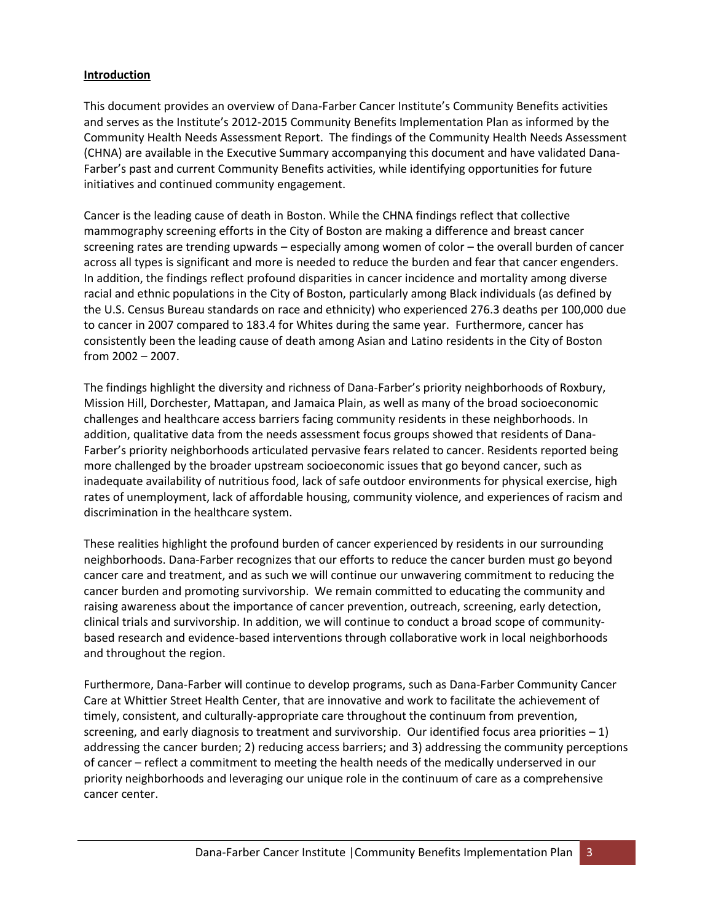## Introduction

This document provides an overview of Dana-Farber Cancer Institute's Community Benefits activities and serves as the Institute's 2012-2015 Community Benefits Implementation Plan as informed by the Community Health Needs Assessment Report. The findings of the Community Health Needs Assessment (CHNA) are available in the Executive Summary accompanying this document and have validated Dana-Farber's past and current Community Benefits activities, while identifying opportunities for future initiatives and continued community engagement.

Cancer is the leading cause of death in Boston. While the CHNA findings reflect that collective mammography screening efforts in the City of Boston are making a difference and breast cancer screening rates are trending upwards – especially among women of color – the overall burden of cancer across all types is significant and more is needed to reduce the burden and fear that cancer engenders. In addition, the findings reflect profound disparities in cancer incidence and mortality among diverse racial and ethnic populations in the City of Boston, particularly among Black individuals (as defined by the U.S. Census Bureau standards on race and ethnicity) who experienced 276.3 deaths per 100,000 due to cancer in 2007 compared to 183.4 for Whites during the same year. Furthermore, cancer has consistently been the leading cause of death among Asian and Latino residents in the City of Boston from 2002 – 2007.

The findings highlight the diversity and richness of Dana-Farber's priority neighborhoods of Roxbury, Mission Hill, Dorchester, Mattapan, and Jamaica Plain, as well as many of the broad socioeconomic challenges and healthcare access barriers facing community residents in these neighborhoods. In addition, qualitative data from the needs assessment focus groups showed that residents of Dana-Farber's priority neighborhoods articulated pervasive fears related to cancer. Residents reported being more challenged by the broader upstream socioeconomic issues that go beyond cancer, such as inadequate availability of nutritious food, lack of safe outdoor environments for physical exercise, high rates of unemployment, lack of affordable housing, community violence, and experiences of racism and discrimination in the healthcare system.

These realities highlight the profound burden of cancer experienced by residents in our surrounding neighborhoods. Dana-Farber recognizes that our efforts to reduce the cancer burden must go beyond cancer care and treatment, and as such we will continue our unwavering commitment to reducing the cancer burden and promoting survivorship. We remain committed to educating the community and raising awareness about the importance of cancer prevention, outreach, screening, early detection, clinical trials and survivorship. In addition, we will continue to conduct a broad scope of community-based research and evidence-based interventions through collaborative work in local neighborhoods and throughout the region.

Furthermore, Dana-Farber will continue to develop programs, such as Dana-Farber Community Cancer Care at Whittier Street Health Center, that are innovative and work to facilitate the achievement of timely, consistent, and culturally-appropriate care throughout the continuum from prevention, screening, and early diagnosis to treatment and survivorship. Our identified focus area priorities – 1) addressing the cancer burden; 2) reducing access barriers; and 3) addressing the community perceptions of cancer – reflect a commitment to meeting the health needs of the medically underserved in our priority neighborhoods and leveraging our unique role in the continuum of care as a comprehensive cancer center.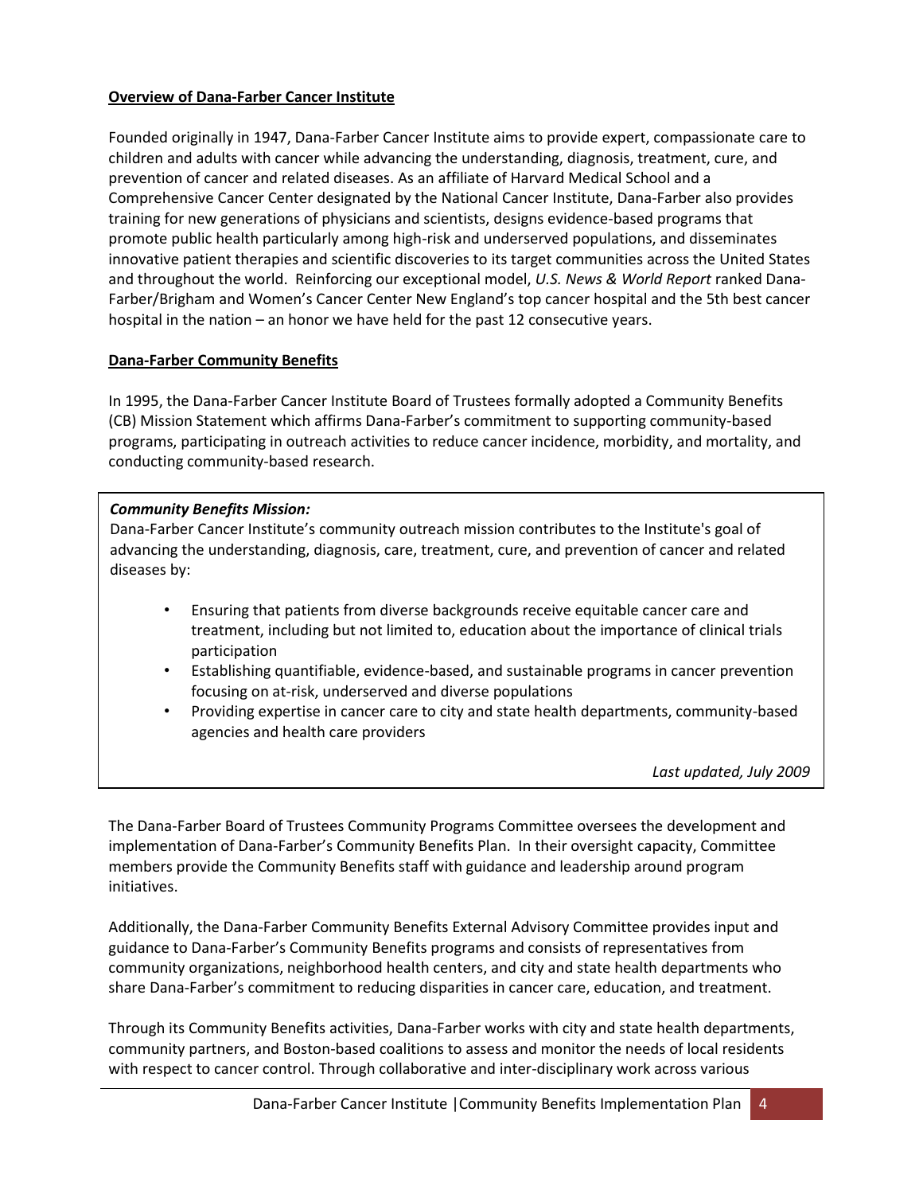**Overview of Dana-Farber Cancer Institute**

Founded originally in 1947, Dana-Farber Cancer Institute aims to provide expert, compassionate care to children and adults with cancer while advancing the understanding, diagnosis, treatment, cure, and prevention of cancer and related diseases. As an affiliate of Harvard Medical School and a Comprehensive Cancer Center designated by the National Cancer Institute, Dana-Farber also provides training for new generations of physicians and scientists, designs evidence-based programs that promote public health particularly among high-risk and underserved populations, and disseminates innovative patient therapies and scientific discoveries to its target communities across the United States and throughout the world. Reinforcing our exceptional model, *U.S. News & World Report* ranked Dana-Farber/Brigham and Women's Cancer Center New England's top cancer hospital and the 5th best cancer hospital in the nation – an honor we have held for the past 12 consecutive years.

**Dana-Farber Community Benefits**

In 1995, the Dana-Farber Cancer Institute Board of Trustees formally adopted a Community Benefits (CB) Mission Statement which affirms Dana-Farber's commitment to supporting community-based programs, participating in outreach activities to reduce cancer incidence, morbidity, and mortality, and conducting community-based research.

***Community Benefits Mission:***
Dana-Farber Cancer Institute's community outreach mission contributes to the Institute's goal of advancing the understanding, diagnosis, care, treatment, cure, and prevention of cancer and related diseases by:

- Ensuring that patients from diverse backgrounds receive equitable cancer care and treatment, including but not limited to, education about the importance of clinical trials participation
- Establishing quantifiable, evidence-based, and sustainable programs in cancer prevention focusing on at-risk, underserved and diverse populations
- Providing expertise in cancer care to city and state health departments, community-based agencies and health care providers

*Last updated, July 2009*

The Dana-Farber Board of Trustees Community Programs Committee oversees the development and implementation of Dana-Farber's Community Benefits Plan. In their oversight capacity, Committee members provide the Community Benefits staff with guidance and leadership around program initiatives.

Additionally, the Dana-Farber Community Benefits External Advisory Committee provides input and guidance to Dana-Farber's Community Benefits programs and consists of representatives from community organizations, neighborhood health centers, and city and state health departments who share Dana-Farber's commitment to reducing disparities in cancer care, education, and treatment.

Through its Community Benefits activities, Dana-Farber works with city and state health departments, community partners, and Boston-based coalitions to assess and monitor the needs of local residents with respect to cancer control. Through collaborative and inter-disciplinary work across various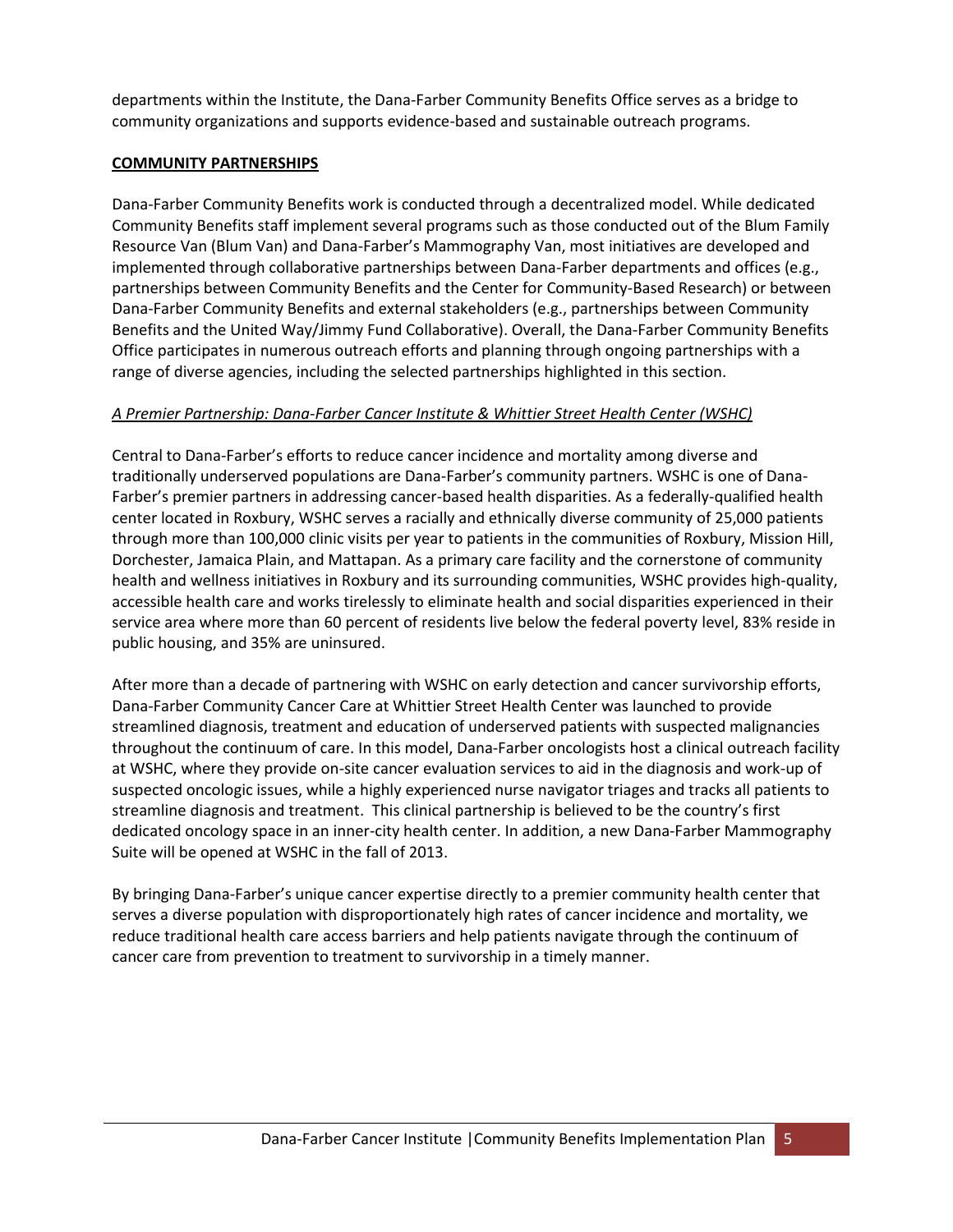departments within the Institute, the Dana-Farber Community Benefits Office serves as a bridge to community organizations and supports evidence-based and sustainable outreach programs.

## COMMUNITY PARTNERSHIPS

Dana-Farber Community Benefits work is conducted through a decentralized model. While dedicated Community Benefits staff implement several programs such as those conducted out of the Blum Family Resource Van (Blum Van) and Dana-Farber's Mammography Van, most initiatives are developed and implemented through collaborative partnerships between Dana-Farber departments and offices (e.g., partnerships between Community Benefits and the Center for Community-Based Research) or between Dana-Farber Community Benefits and external stakeholders (e.g., partnerships between Community Benefits and the United Way/Jimmy Fund Collaborative). Overall, the Dana-Farber Community Benefits Office participates in numerous outreach efforts and planning through ongoing partnerships with a range of diverse agencies, including the selected partnerships highlighted in this section.

### *A Premier Partnership: Dana-Farber Cancer Institute & Whittier Street Health Center (WSHC)*

Central to Dana-Farber's efforts to reduce cancer incidence and mortality among diverse and traditionally underserved populations are Dana-Farber's community partners. WSHC is one of Dana-Farber's premier partners in addressing cancer-based health disparities. As a federally-qualified health center located in Roxbury, WSHC serves a racially and ethnically diverse community of 25,000 patients through more than 100,000 clinic visits per year to patients in the communities of Roxbury, Mission Hill, Dorchester, Jamaica Plain, and Mattapan. As a primary care facility and the cornerstone of community health and wellness initiatives in Roxbury and its surrounding communities, WSHC provides high-quality, accessible health care and works tirelessly to eliminate health and social disparities experienced in their service area where more than 60 percent of residents live below the federal poverty level, 83% reside in public housing, and 35% are uninsured.

After more than a decade of partnering with WSHC on early detection and cancer survivorship efforts, Dana-Farber Community Cancer Care at Whittier Street Health Center was launched to provide streamlined diagnosis, treatment and education of underserved patients with suspected malignancies throughout the continuum of care. In this model, Dana-Farber oncologists host a clinical outreach facility at WSHC, where they provide on-site cancer evaluation services to aid in the diagnosis and work-up of suspected oncologic issues, while a highly experienced nurse navigator triages and tracks all patients to streamline diagnosis and treatment. This clinical partnership is believed to be the country's first dedicated oncology space in an inner-city health center. In addition, a new Dana-Farber Mammography Suite will be opened at WSHC in the fall of 2013.

By bringing Dana-Farber's unique cancer expertise directly to a premier community health center that serves a diverse population with disproportionately high rates of cancer incidence and mortality, we reduce traditional health care access barriers and help patients navigate through the continuum of cancer care from prevention to treatment to survivorship in a timely manner.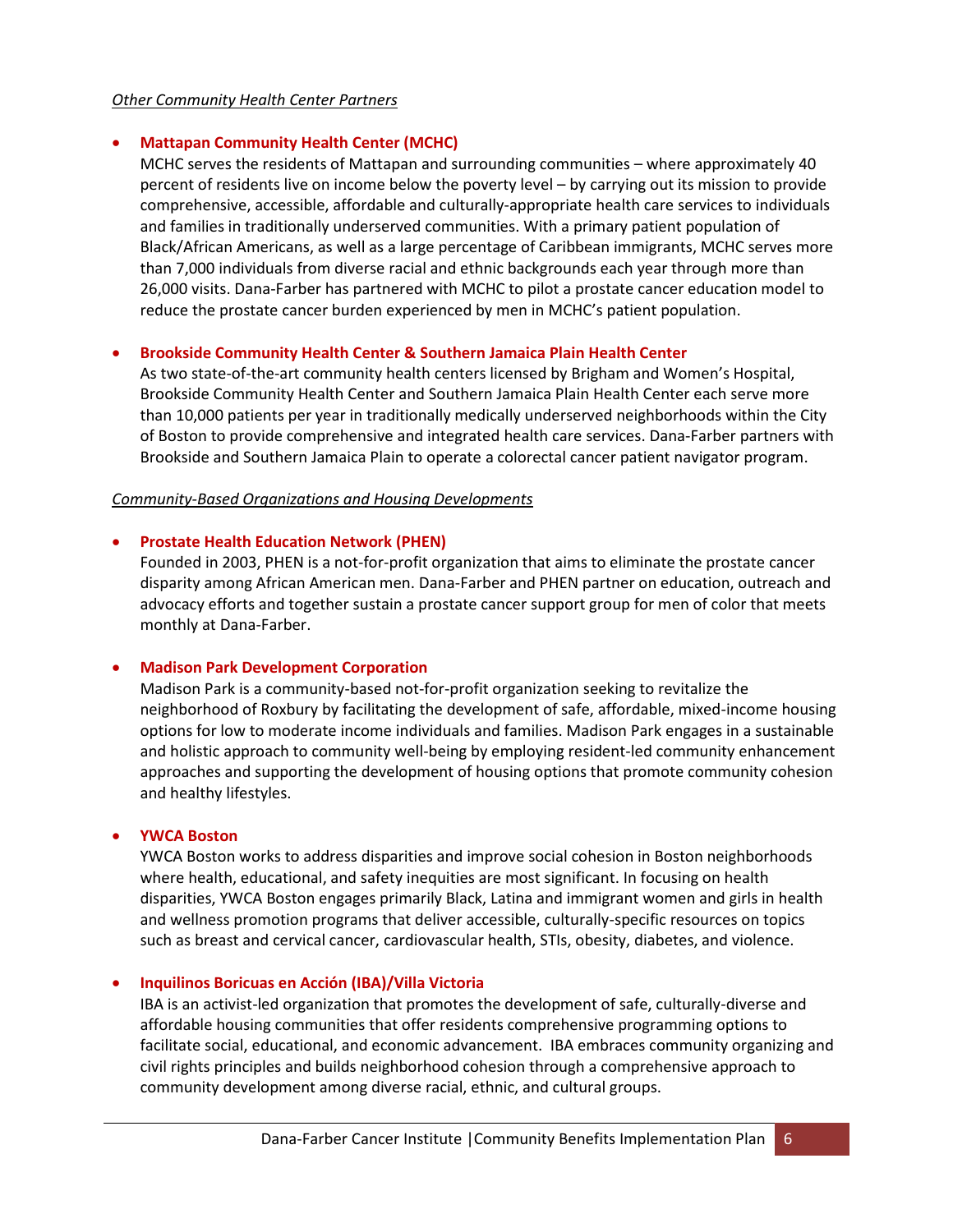*Other Community Health Center Partners*

- **Mattapan Community Health Center (MCHC)**
  MCHC serves the residents of Mattapan and surrounding communities – where approximately 40 percent of residents live on income below the poverty level – by carrying out its mission to provide comprehensive, accessible, affordable and culturally-appropriate health care services to individuals and families in traditionally underserved communities. With a primary patient population of Black/African Americans, as well as a large percentage of Caribbean immigrants, MCHC serves more than 7,000 individuals from diverse racial and ethnic backgrounds each year through more than 26,000 visits. Dana-Farber has partnered with MCHC to pilot a prostate cancer education model to reduce the prostate cancer burden experienced by men in MCHC's patient population.

- **Brookside Community Health Center & Southern Jamaica Plain Health Center**
  As two state-of-the-art community health centers licensed by Brigham and Women's Hospital, Brookside Community Health Center and Southern Jamaica Plain Health Center each serve more than 10,000 patients per year in traditionally medically underserved neighborhoods within the City of Boston to provide comprehensive and integrated health care services. Dana-Farber partners with Brookside and Southern Jamaica Plain to operate a colorectal cancer patient navigator program.

*Community-Based Organizations and Housing Developments*

- **Prostate Health Education Network (PHEN)**
  Founded in 2003, PHEN is a not-for-profit organization that aims to eliminate the prostate cancer disparity among African American men. Dana-Farber and PHEN partner on education, outreach and advocacy efforts and together sustain a prostate cancer support group for men of color that meets monthly at Dana-Farber.

- **Madison Park Development Corporation**
  Madison Park is a community-based not-for-profit organization seeking to revitalize the neighborhood of Roxbury by facilitating the development of safe, affordable, mixed-income housing options for low to moderate income individuals and families. Madison Park engages in a sustainable and holistic approach to community well-being by employing resident-led community enhancement approaches and supporting the development of housing options that promote community cohesion and healthy lifestyles.

- **YWCA Boston**
  YWCA Boston works to address disparities and improve social cohesion in Boston neighborhoods where health, educational, and safety inequities are most significant. In focusing on health disparities, YWCA Boston engages primarily Black, Latina and immigrant women and girls in health and wellness promotion programs that deliver accessible, culturally-specific resources on topics such as breast and cervical cancer, cardiovascular health, STIs, obesity, diabetes, and violence.

- **Inquilinos Boricuas en Acción (IBA)/Villa Victoria**
  IBA is an activist-led organization that promotes the development of safe, culturally-diverse and affordable housing communities that offer residents comprehensive programming options to facilitate social, educational, and economic advancement. IBA embraces community organizing and civil rights principles and builds neighborhood cohesion through a comprehensive approach to community development among diverse racial, ethnic, and cultural groups.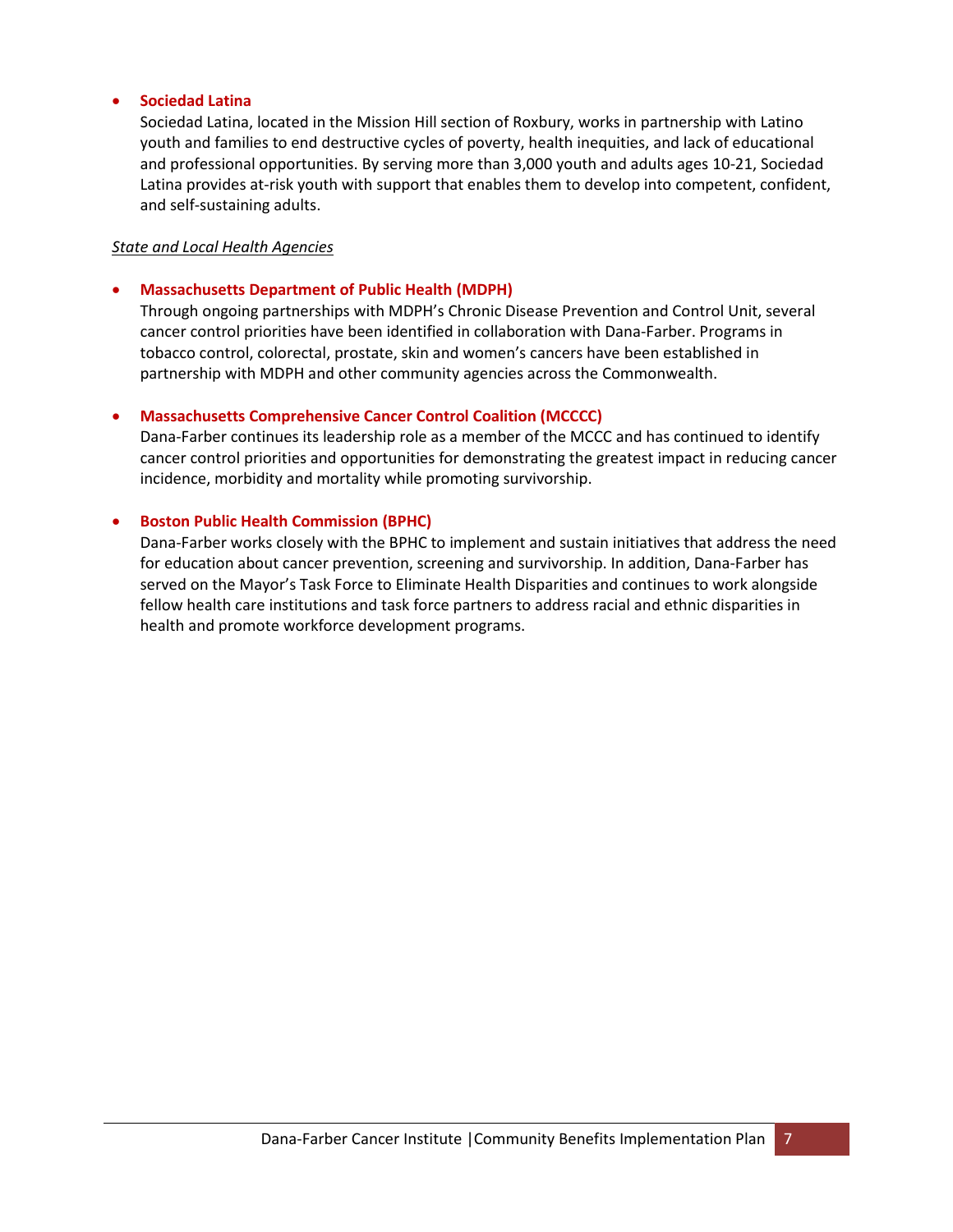- **Sociedad Latina**

  Sociedad Latina, located in the Mission Hill section of Roxbury, works in partnership with Latino youth and families to end destructive cycles of poverty, health inequities, and lack of educational and professional opportunities. By serving more than 3,000 youth and adults ages 10-21, Sociedad Latina provides at-risk youth with support that enables them to develop into competent, confident, and self-sustaining adults.

*State and Local Health Agencies*

- **Massachusetts Department of Public Health (MDPH)**

  Through ongoing partnerships with MDPH's Chronic Disease Prevention and Control Unit, several cancer control priorities have been identified in collaboration with Dana-Farber. Programs in tobacco control, colorectal, prostate, skin and women's cancers have been established in partnership with MDPH and other community agencies across the Commonwealth.

- **Massachusetts Comprehensive Cancer Control Coalition (MCCCC)**

  Dana-Farber continues its leadership role as a member of the MCCC and has continued to identify cancer control priorities and opportunities for demonstrating the greatest impact in reducing cancer incidence, morbidity and mortality while promoting survivorship.

- **Boston Public Health Commission (BPHC)**

  Dana-Farber works closely with the BPHC to implement and sustain initiatives that address the need for education about cancer prevention, screening and survivorship. In addition, Dana-Farber has served on the Mayor's Task Force to Eliminate Health Disparities and continues to work alongside fellow health care institutions and task force partners to address racial and ethnic disparities in health and promote workforce development programs.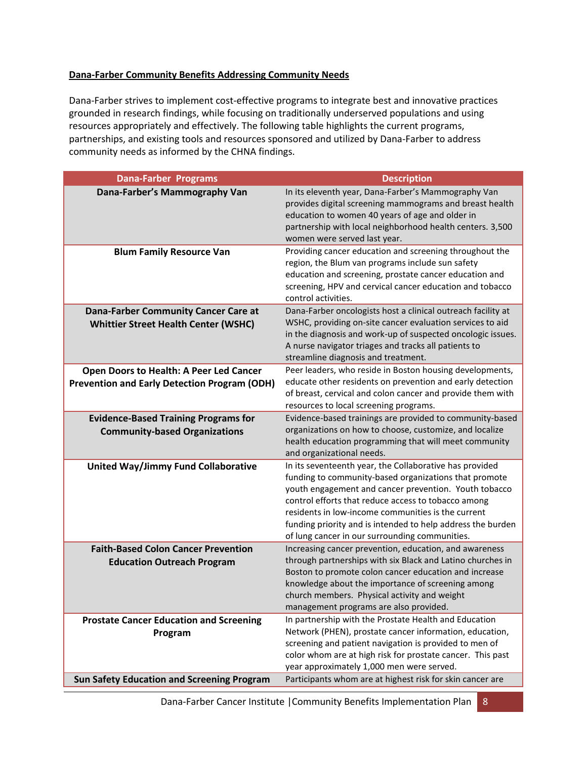**Dana-Farber Community Benefits Addressing Community Needs**

Dana-Farber strives to implement cost-effective programs to integrate best and innovative practices grounded in research findings, while focusing on traditionally underserved populations and using resources appropriately and effectively. The following table highlights the current programs, partnerships, and existing tools and resources sponsored and utilized by Dana-Farber to address community needs as informed by the CHNA findings.

| Dana-Farber Programs | Description |
|---|---|
| **Dana-Farber's Mammography Van** | In its eleventh year, Dana-Farber's Mammography Van provides digital screening mammograms and breast health education to women 40 years of age and older in partnership with local neighborhood health centers. 3,500 women were served last year. |
| **Blum Family Resource Van** | Providing cancer education and screening throughout the region, the Blum van programs include sun safety education and screening, prostate cancer education and screening, HPV and cervical cancer education and tobacco control activities. |
| **Dana-Farber Community Cancer Care at Whittier Street Health Center (WSHC)** | Dana-Farber oncologists host a clinical outreach facility at WSHC, providing on-site cancer evaluation services to aid in the diagnosis and work-up of suspected oncologic issues. A nurse navigator triages and tracks all patients to streamline diagnosis and treatment. |
| **Open Doors to Health: A Peer Led Cancer Prevention and Early Detection Program (ODH)** | Peer leaders, who reside in Boston housing developments, educate other residents on prevention and early detection of breast, cervical and colon cancer and provide them with resources to local screening programs. |
| **Evidence-Based Training Programs for Community-based Organizations** | Evidence-based trainings are provided to community-based organizations on how to choose, customize, and localize health education programming that will meet community and organizational needs. |
| **United Way/Jimmy Fund Collaborative** | In its seventeenth year, the Collaborative has provided funding to community-based organizations that promote youth engagement and cancer prevention. Youth tobacco control efforts that reduce access to tobacco among residents in low-income communities is the current funding priority and is intended to help address the burden of lung cancer in our surrounding communities. |
| **Faith-Based Colon Cancer Prevention Education Outreach Program** | Increasing cancer prevention, education, and awareness through partnerships with six Black and Latino churches in Boston to promote colon cancer education and increase knowledge about the importance of screening among church members. Physical activity and weight management programs are also provided. |
| **Prostate Cancer Education and Screening Program** | In partnership with the Prostate Health and Education Network (PHEN), prostate cancer information, education, screening and patient navigation is provided to men of color whom are at high risk for prostate cancer. This past year approximately 1,000 men were served. |
| **Sun Safety Education and Screening Program** | Participants whom are at highest risk for skin cancer are |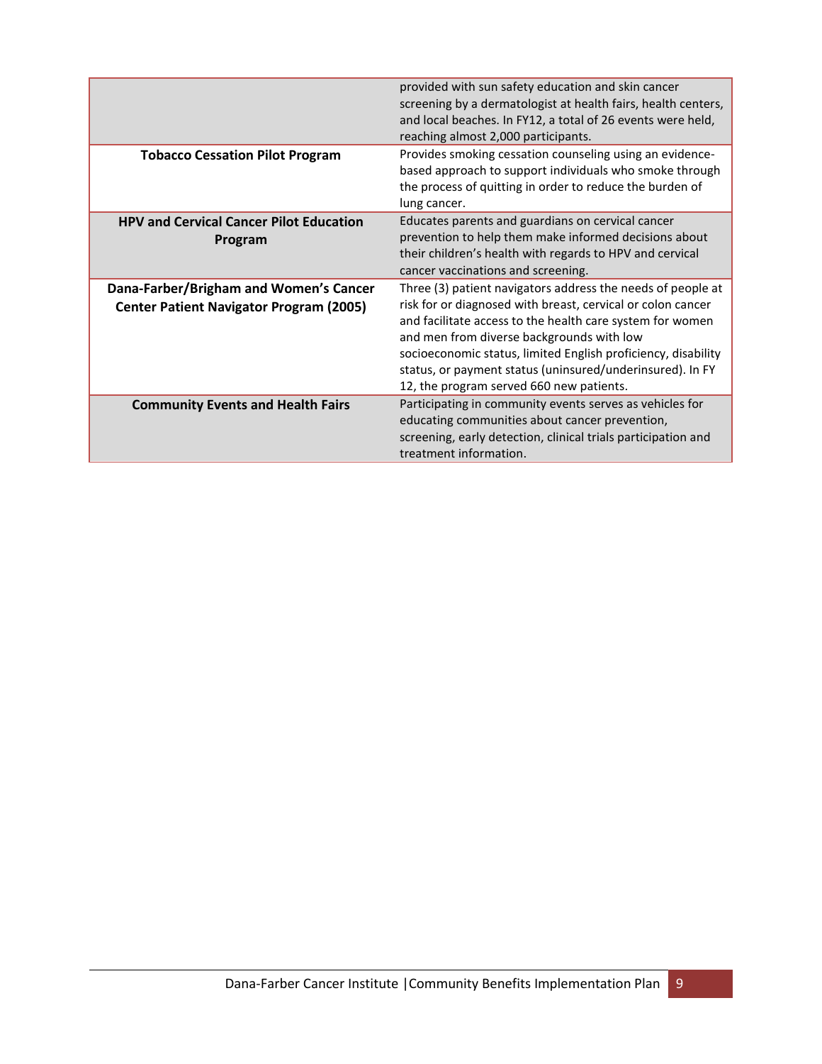| | |
|---|---|
| | provided with sun safety education and skin cancer screening by a dermatologist at health fairs, health centers, and local beaches. In FY12, a total of 26 events were held, reaching almost 2,000 participants. |
| **Tobacco Cessation Pilot Program** | Provides smoking cessation counseling using an evidence-based approach to support individuals who smoke through the process of quitting in order to reduce the burden of lung cancer. |
| **HPV and Cervical Cancer Pilot Education Program** | Educates parents and guardians on cervical cancer prevention to help them make informed decisions about their children's health with regards to HPV and cervical cancer vaccinations and screening. |
| **Dana-Farber/Brigham and Women's Cancer Center Patient Navigator Program (2005)** | Three (3) patient navigators address the needs of people at risk for or diagnosed with breast, cervical or colon cancer and facilitate access to the health care system for women and men from diverse backgrounds with low socioeconomic status, limited English proficiency, disability status, or payment status (uninsured/underinsured). In FY 12, the program served 660 new patients. |
| **Community Events and Health Fairs** | Participating in community events serves as vehicles for educating communities about cancer prevention, screening, early detection, clinical trials participation and treatment information. |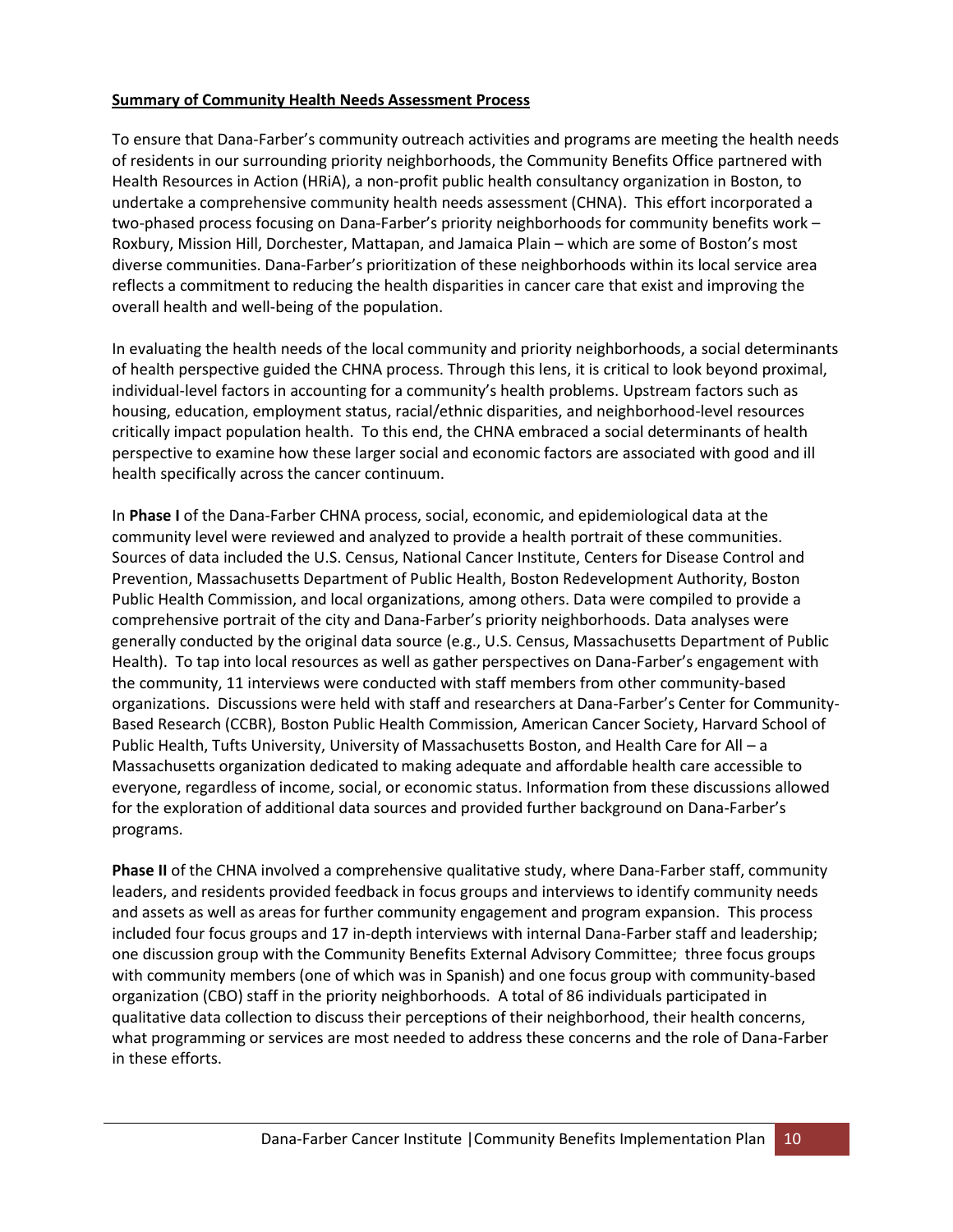**Summary of Community Health Needs Assessment Process**

To ensure that Dana-Farber's community outreach activities and programs are meeting the health needs of residents in our surrounding priority neighborhoods, the Community Benefits Office partnered with Health Resources in Action (HRiA), a non-profit public health consultancy organization in Boston, to undertake a comprehensive community health needs assessment (CHNA). This effort incorporated a two-phased process focusing on Dana-Farber's priority neighborhoods for community benefits work – Roxbury, Mission Hill, Dorchester, Mattapan, and Jamaica Plain – which are some of Boston's most diverse communities. Dana-Farber's prioritization of these neighborhoods within its local service area reflects a commitment to reducing the health disparities in cancer care that exist and improving the overall health and well-being of the population.

In evaluating the health needs of the local community and priority neighborhoods, a social determinants of health perspective guided the CHNA process. Through this lens, it is critical to look beyond proximal, individual-level factors in accounting for a community's health problems. Upstream factors such as housing, education, employment status, racial/ethnic disparities, and neighborhood-level resources critically impact population health. To this end, the CHNA embraced a social determinants of health perspective to examine how these larger social and economic factors are associated with good and ill health specifically across the cancer continuum.

In **Phase I** of the Dana-Farber CHNA process, social, economic, and epidemiological data at the community level were reviewed and analyzed to provide a health portrait of these communities. Sources of data included the U.S. Census, National Cancer Institute, Centers for Disease Control and Prevention, Massachusetts Department of Public Health, Boston Redevelopment Authority, Boston Public Health Commission, and local organizations, among others. Data were compiled to provide a comprehensive portrait of the city and Dana-Farber's priority neighborhoods. Data analyses were generally conducted by the original data source (e.g., U.S. Census, Massachusetts Department of Public Health). To tap into local resources as well as gather perspectives on Dana-Farber's engagement with the community, 11 interviews were conducted with staff members from other community-based organizations. Discussions were held with staff and researchers at Dana-Farber's Center for Community-Based Research (CCBR), Boston Public Health Commission, American Cancer Society, Harvard School of Public Health, Tufts University, University of Massachusetts Boston, and Health Care for All – a Massachusetts organization dedicated to making adequate and affordable health care accessible to everyone, regardless of income, social, or economic status. Information from these discussions allowed for the exploration of additional data sources and provided further background on Dana-Farber's programs.

**Phase II** of the CHNA involved a comprehensive qualitative study, where Dana-Farber staff, community leaders, and residents provided feedback in focus groups and interviews to identify community needs and assets as well as areas for further community engagement and program expansion. This process included four focus groups and 17 in-depth interviews with internal Dana-Farber staff and leadership; one discussion group with the Community Benefits External Advisory Committee; three focus groups with community members (one of which was in Spanish) and one focus group with community-based organization (CBO) staff in the priority neighborhoods. A total of 86 individuals participated in qualitative data collection to discuss their perceptions of their neighborhood, their health concerns, what programming or services are most needed to address these concerns and the role of Dana-Farber in these efforts.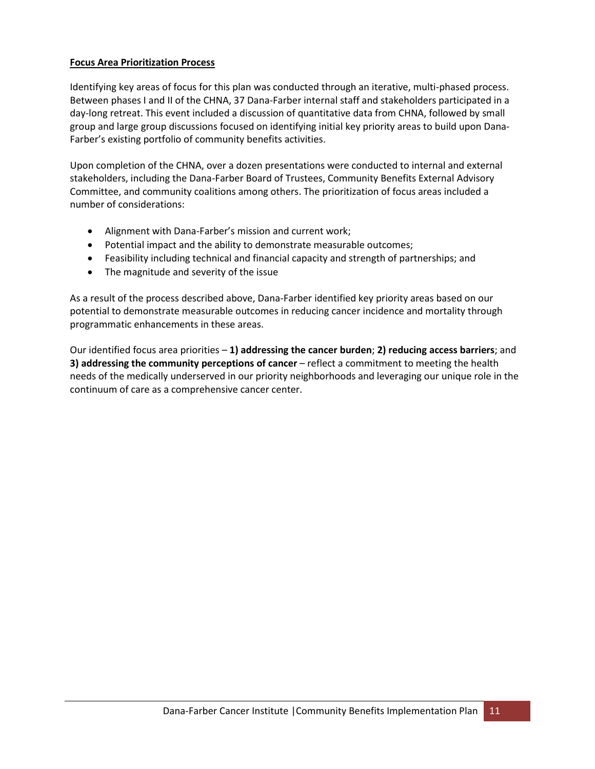**Focus Area Prioritization Process**

Identifying key areas of focus for this plan was conducted through an iterative, multi-phased process. Between phases I and II of the CHNA, 37 Dana-Farber internal staff and stakeholders participated in a day-long retreat. This event included a discussion of quantitative data from CHNA, followed by small group and large group discussions focused on identifying initial key priority areas to build upon Dana-Farber's existing portfolio of community benefits activities.

Upon completion of the CHNA, over a dozen presentations were conducted to internal and external stakeholders, including the Dana-Farber Board of Trustees, Community Benefits External Advisory Committee, and community coalitions among others. The prioritization of focus areas included a number of considerations:

- Alignment with Dana-Farber's mission and current work;
- Potential impact and the ability to demonstrate measurable outcomes;
- Feasibility including technical and financial capacity and strength of partnerships; and
- The magnitude and severity of the issue

As a result of the process described above, Dana-Farber identified key priority areas based on our potential to demonstrate measurable outcomes in reducing cancer incidence and mortality through programmatic enhancements in these areas.

Our identified focus area priorities – **1) addressing the cancer burden**; **2) reducing access barriers**; and **3) addressing the community perceptions of cancer** – reflect a commitment to meeting the health needs of the medically underserved in our priority neighborhoods and leveraging our unique role in the continuum of care as a comprehensive cancer center.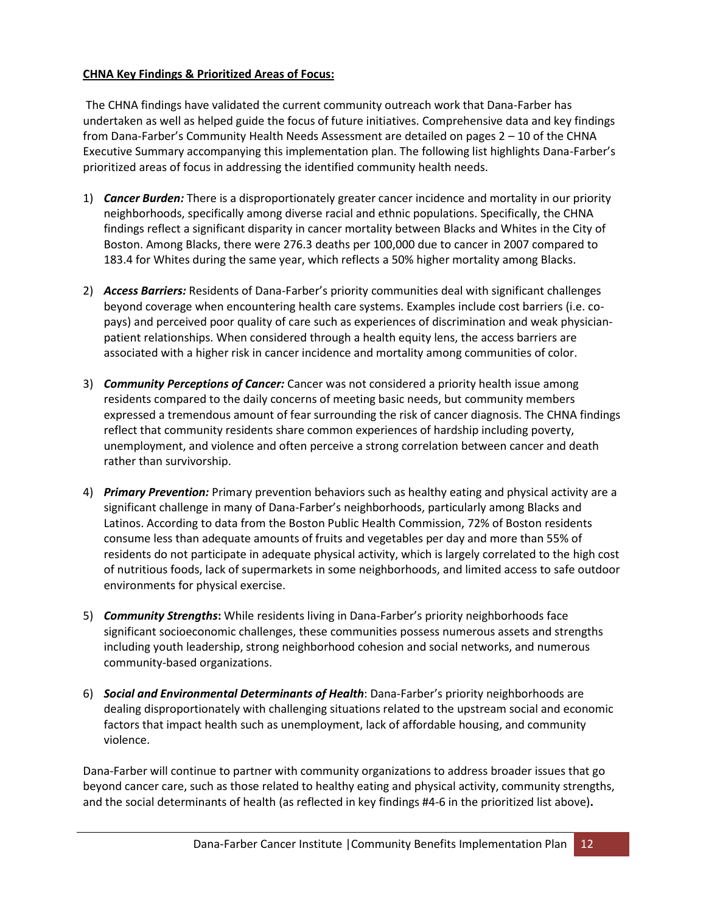**CHNA Key Findings & Prioritized Areas of Focus:**

The CHNA findings have validated the current community outreach work that Dana-Farber has undertaken as well as helped guide the focus of future initiatives. Comprehensive data and key findings from Dana-Farber's Community Health Needs Assessment are detailed on pages 2 – 10 of the CHNA Executive Summary accompanying this implementation plan. The following list highlights Dana-Farber's prioritized areas of focus in addressing the identified community health needs.

1) ***Cancer Burden:*** There is a disproportionately greater cancer incidence and mortality in our priority neighborhoods, specifically among diverse racial and ethnic populations. Specifically, the CHNA findings reflect a significant disparity in cancer mortality between Blacks and Whites in the City of Boston. Among Blacks, there were 276.3 deaths per 100,000 due to cancer in 2007 compared to 183.4 for Whites during the same year, which reflects a 50% higher mortality among Blacks.

2) ***Access Barriers:*** Residents of Dana-Farber's priority communities deal with significant challenges beyond coverage when encountering health care systems. Examples include cost barriers (i.e. co-pays) and perceived poor quality of care such as experiences of discrimination and weak physician-patient relationships. When considered through a health equity lens, the access barriers are associated with a higher risk in cancer incidence and mortality among communities of color.

3) ***Community Perceptions of Cancer:*** Cancer was not considered a priority health issue among residents compared to the daily concerns of meeting basic needs, but community members expressed a tremendous amount of fear surrounding the risk of cancer diagnosis. The CHNA findings reflect that community residents share common experiences of hardship including poverty, unemployment, and violence and often perceive a strong correlation between cancer and death rather than survivorship.

4) ***Primary Prevention:*** Primary prevention behaviors such as healthy eating and physical activity are a significant challenge in many of Dana-Farber's neighborhoods, particularly among Blacks and Latinos. According to data from the Boston Public Health Commission, 72% of Boston residents consume less than adequate amounts of fruits and vegetables per day and more than 55% of residents do not participate in adequate physical activity, which is largely correlated to the high cost of nutritious foods, lack of supermarkets in some neighborhoods, and limited access to safe outdoor environments for physical exercise.

5) ***Community Strengths*****:** While residents living in Dana-Farber's priority neighborhoods face significant socioeconomic challenges, these communities possess numerous assets and strengths including youth leadership, strong neighborhood cohesion and social networks, and numerous community-based organizations.

6) ***Social and Environmental Determinants of Health***: Dana-Farber's priority neighborhoods are dealing disproportionately with challenging situations related to the upstream social and economic factors that impact health such as unemployment, lack of affordable housing, and community violence.

Dana-Farber will continue to partner with community organizations to address broader issues that go beyond cancer care, such as those related to healthy eating and physical activity, community strengths, and the social determinants of health (as reflected in key findings #4-6 in the prioritized list above)**.**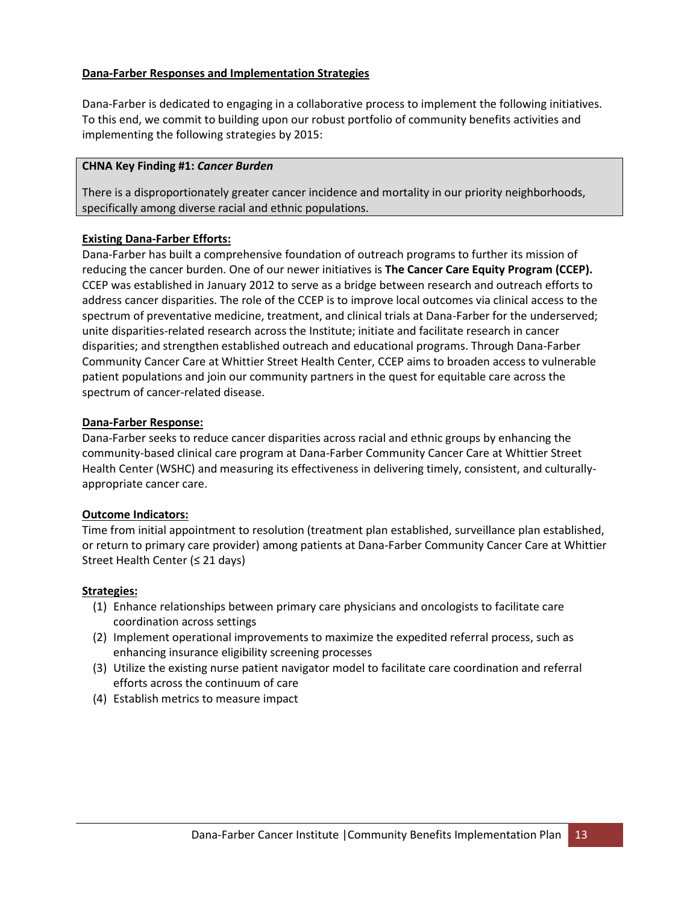**Dana-Farber Responses and Implementation Strategies**

Dana-Farber is dedicated to engaging in a collaborative process to implement the following initiatives. To this end, we commit to building upon our robust portfolio of community benefits activities and implementing the following strategies by 2015:

**CHNA Key Finding #1:** ***Cancer Burden***

There is a disproportionately greater cancer incidence and mortality in our priority neighborhoods, specifically among diverse racial and ethnic populations.

**Existing Dana-Farber Efforts:**

Dana-Farber has built a comprehensive foundation of outreach programs to further its mission of reducing the cancer burden. One of our newer initiatives is **The Cancer Care Equity Program (CCEP).** CCEP was established in January 2012 to serve as a bridge between research and outreach efforts to address cancer disparities. The role of the CCEP is to improve local outcomes via clinical access to the spectrum of preventative medicine, treatment, and clinical trials at Dana-Farber for the underserved; unite disparities-related research across the Institute; initiate and facilitate research in cancer disparities; and strengthen established outreach and educational programs. Through Dana-Farber Community Cancer Care at Whittier Street Health Center, CCEP aims to broaden access to vulnerable patient populations and join our community partners in the quest for equitable care across the spectrum of cancer-related disease.

**Dana-Farber Response:**

Dana-Farber seeks to reduce cancer disparities across racial and ethnic groups by enhancing the community-based clinical care program at Dana-Farber Community Cancer Care at Whittier Street Health Center (WSHC) and measuring its effectiveness in delivering timely, consistent, and culturally-appropriate cancer care.

**Outcome Indicators:**

Time from initial appointment to resolution (treatment plan established, surveillance plan established, or return to primary care provider) among patients at Dana-Farber Community Cancer Care at Whittier Street Health Center (≤ 21 days)

**Strategies:**

(1) Enhance relationships between primary care physicians and oncologists to facilitate care coordination across settings
(2) Implement operational improvements to maximize the expedited referral process, such as enhancing insurance eligibility screening processes
(3) Utilize the existing nurse patient navigator model to facilitate care coordination and referral efforts across the continuum of care
(4) Establish metrics to measure impact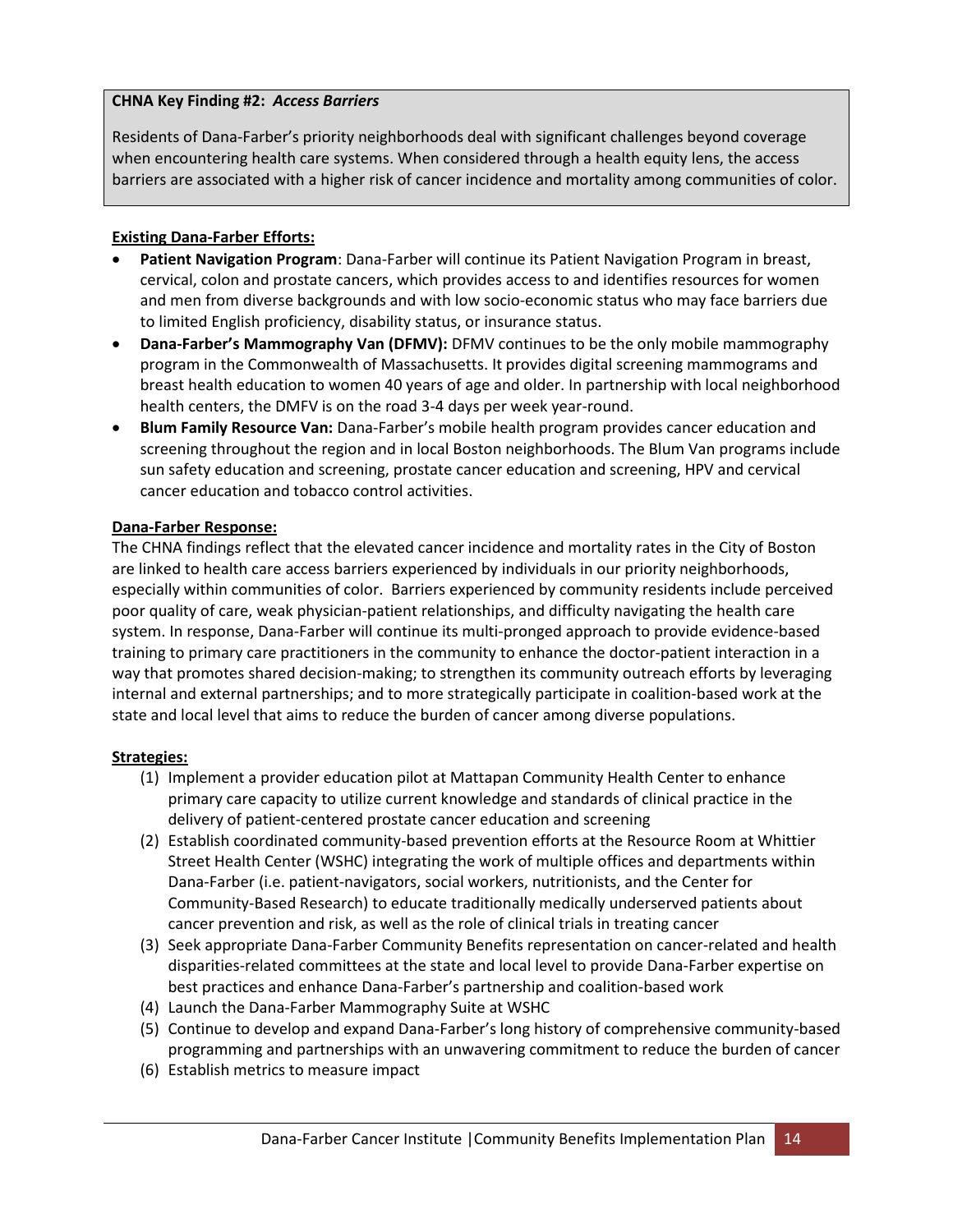**CHNA Key Finding #2:** ***Access Barriers***

Residents of Dana-Farber's priority neighborhoods deal with significant challenges beyond coverage when encountering health care systems. When considered through a health equity lens, the access barriers are associated with a higher risk of cancer incidence and mortality among communities of color.

**Existing Dana-Farber Efforts:**

- **Patient Navigation Program**: Dana-Farber will continue its Patient Navigation Program in breast, cervical, colon and prostate cancers, which provides access to and identifies resources for women and men from diverse backgrounds and with low socio-economic status who may face barriers due to limited English proficiency, disability status, or insurance status.
- **Dana-Farber's Mammography Van (DFMV):** DFMV continues to be the only mobile mammography program in the Commonwealth of Massachusetts. It provides digital screening mammograms and breast health education to women 40 years of age and older. In partnership with local neighborhood health centers, the DMFV is on the road 3-4 days per week year-round.
- **Blum Family Resource Van:** Dana-Farber's mobile health program provides cancer education and screening throughout the region and in local Boston neighborhoods. The Blum Van programs include sun safety education and screening, prostate cancer education and screening, HPV and cervical cancer education and tobacco control activities.

**Dana-Farber Response:**

The CHNA findings reflect that the elevated cancer incidence and mortality rates in the City of Boston are linked to health care access barriers experienced by individuals in our priority neighborhoods, especially within communities of color. Barriers experienced by community residents include perceived poor quality of care, weak physician-patient relationships, and difficulty navigating the health care system. In response, Dana-Farber will continue its multi-pronged approach to provide evidence-based training to primary care practitioners in the community to enhance the doctor-patient interaction in a way that promotes shared decision-making; to strengthen its community outreach efforts by leveraging internal and external partnerships; and to more strategically participate in coalition-based work at the state and local level that aims to reduce the burden of cancer among diverse populations.

**Strategies:**

1. Implement a provider education pilot at Mattapan Community Health Center to enhance primary care capacity to utilize current knowledge and standards of clinical practice in the delivery of patient-centered prostate cancer education and screening
2. Establish coordinated community-based prevention efforts at the Resource Room at Whittier Street Health Center (WSHC) integrating the work of multiple offices and departments within Dana-Farber (i.e. patient-navigators, social workers, nutritionists, and the Center for Community-Based Research) to educate traditionally medically underserved patients about cancer prevention and risk, as well as the role of clinical trials in treating cancer
3. Seek appropriate Dana-Farber Community Benefits representation on cancer-related and health disparities-related committees at the state and local level to provide Dana-Farber expertise on best practices and enhance Dana-Farber's partnership and coalition-based work
4. Launch the Dana-Farber Mammography Suite at WSHC
5. Continue to develop and expand Dana-Farber's long history of comprehensive community-based programming and partnerships with an unwavering commitment to reduce the burden of cancer
6. Establish metrics to measure impact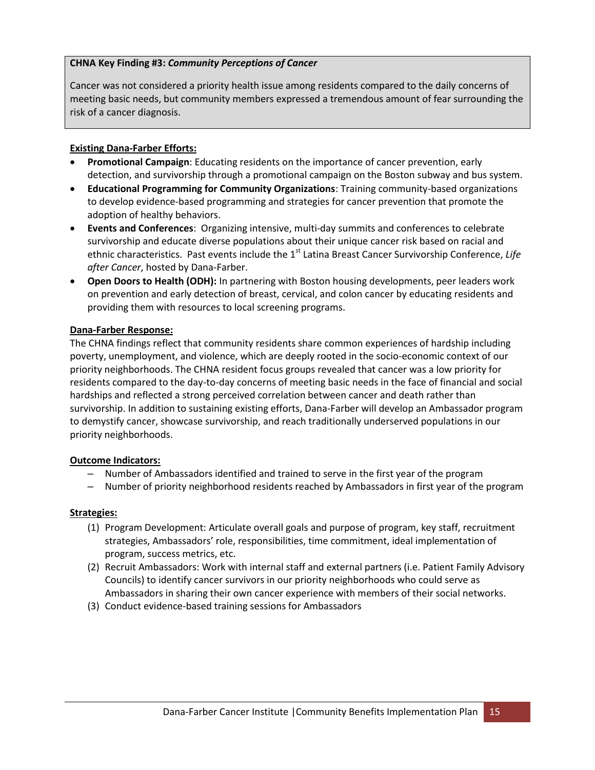**CHNA Key Finding #3:** ***Community Perceptions of Cancer***

Cancer was not considered a priority health issue among residents compared to the daily concerns of meeting basic needs, but community members expressed a tremendous amount of fear surrounding the risk of a cancer diagnosis.

**Existing Dana-Farber Efforts:**

- **Promotional Campaign**: Educating residents on the importance of cancer prevention, early detection, and survivorship through a promotional campaign on the Boston subway and bus system.
- **Educational Programming for Community Organizations**: Training community-based organizations to develop evidence-based programming and strategies for cancer prevention that promote the adoption of healthy behaviors.
- **Events and Conferences**: Organizing intensive, multi-day summits and conferences to celebrate survivorship and educate diverse populations about their unique cancer risk based on racial and ethnic characteristics. Past events include the 1st Latina Breast Cancer Survivorship Conference, *Life after Cancer*, hosted by Dana-Farber.
- **Open Doors to Health (ODH):** In partnering with Boston housing developments, peer leaders work on prevention and early detection of breast, cervical, and colon cancer by educating residents and providing them with resources to local screening programs.

**Dana-Farber Response:**

The CHNA findings reflect that community residents share common experiences of hardship including poverty, unemployment, and violence, which are deeply rooted in the socio-economic context of our priority neighborhoods. The CHNA resident focus groups revealed that cancer was a low priority for residents compared to the day-to-day concerns of meeting basic needs in the face of financial and social hardships and reflected a strong perceived correlation between cancer and death rather than survivorship. In addition to sustaining existing efforts, Dana-Farber will develop an Ambassador program to demystify cancer, showcase survivorship, and reach traditionally underserved populations in our priority neighborhoods.

**Outcome Indicators:**

- Number of Ambassadors identified and trained to serve in the first year of the program
- Number of priority neighborhood residents reached by Ambassadors in first year of the program

**Strategies:**

(1) Program Development: Articulate overall goals and purpose of program, key staff, recruitment strategies, Ambassadors' role, responsibilities, time commitment, ideal implementation of program, success metrics, etc.

(2) Recruit Ambassadors: Work with internal staff and external partners (i.e. Patient Family Advisory Councils) to identify cancer survivors in our priority neighborhoods who could serve as Ambassadors in sharing their own cancer experience with members of their social networks.

(3) Conduct evidence-based training sessions for Ambassadors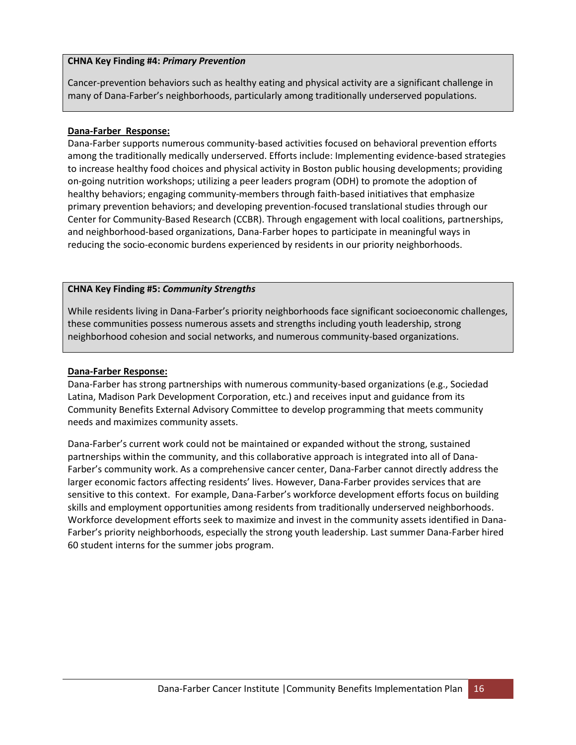**CHNA Key Finding #4:** ***Primary Prevention***

Cancer-prevention behaviors such as healthy eating and physical activity are a significant challenge in many of Dana-Farber's neighborhoods, particularly among traditionally underserved populations.

**Dana-Farber Response:**

Dana-Farber supports numerous community-based activities focused on behavioral prevention efforts among the traditionally medically underserved. Efforts include: Implementing evidence-based strategies to increase healthy food choices and physical activity in Boston public housing developments; providing on-going nutrition workshops; utilizing a peer leaders program (ODH) to promote the adoption of healthy behaviors; engaging community-members through faith-based initiatives that emphasize primary prevention behaviors; and developing prevention-focused translational studies through our Center for Community-Based Research (CCBR). Through engagement with local coalitions, partnerships, and neighborhood-based organizations, Dana-Farber hopes to participate in meaningful ways in reducing the socio-economic burdens experienced by residents in our priority neighborhoods.

**CHNA Key Finding #5:** ***Community Strengths***

While residents living in Dana-Farber's priority neighborhoods face significant socioeconomic challenges, these communities possess numerous assets and strengths including youth leadership, strong neighborhood cohesion and social networks, and numerous community-based organizations.

**Dana-Farber Response:**

Dana-Farber has strong partnerships with numerous community-based organizations (e.g., Sociedad Latina, Madison Park Development Corporation, etc.) and receives input and guidance from its Community Benefits External Advisory Committee to develop programming that meets community needs and maximizes community assets.

Dana-Farber's current work could not be maintained or expanded without the strong, sustained partnerships within the community, and this collaborative approach is integrated into all of Dana-Farber's community work. As a comprehensive cancer center, Dana-Farber cannot directly address the larger economic factors affecting residents' lives. However, Dana-Farber provides services that are sensitive to this context. For example, Dana-Farber's workforce development efforts focus on building skills and employment opportunities among residents from traditionally underserved neighborhoods. Workforce development efforts seek to maximize and invest in the community assets identified in Dana-Farber's priority neighborhoods, especially the strong youth leadership. Last summer Dana-Farber hired 60 student interns for the summer jobs program.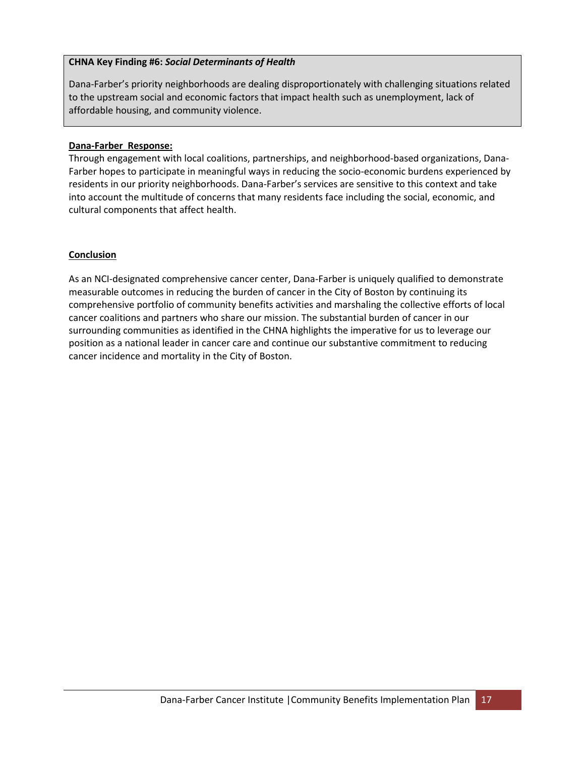**CHNA Key Finding #6:** ***Social Determinants of Health***

Dana-Farber's priority neighborhoods are dealing disproportionately with challenging situations related to the upstream social and economic factors that impact health such as unemployment, lack of affordable housing, and community violence.

**Dana-Farber Response:**

Through engagement with local coalitions, partnerships, and neighborhood-based organizations, Dana-Farber hopes to participate in meaningful ways in reducing the socio-economic burdens experienced by residents in our priority neighborhoods. Dana-Farber's services are sensitive to this context and take into account the multitude of concerns that many residents face including the social, economic, and cultural components that affect health.

## Conclusion

As an NCI-designated comprehensive cancer center, Dana-Farber is uniquely qualified to demonstrate measurable outcomes in reducing the burden of cancer in the City of Boston by continuing its comprehensive portfolio of community benefits activities and marshaling the collective efforts of local cancer coalitions and partners who share our mission. The substantial burden of cancer in our surrounding communities as identified in the CHNA highlights the imperative for us to leverage our position as a national leader in cancer care and continue our substantive commitment to reducing cancer incidence and mortality in the City of Boston.